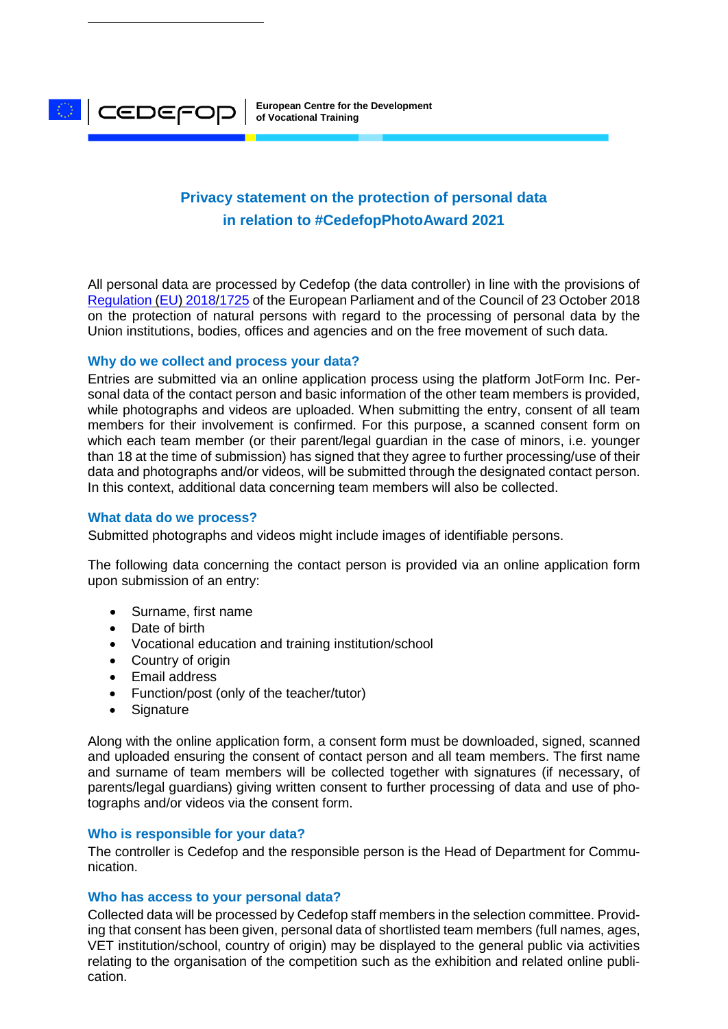European Centre for the Development of Vocational Training

# Privacy statement on the protection of personal data in relation to #CedefopPhotoAward 2021

All personal data are processed by Cedefop (the data controller) in line with the provisions of [Regulation (EU) 2018/1725](#) of the European Parliament and of the Council of 23 October 2018 on the protection of natural persons with regard to the processing of personal data by the Union institutions, bodies, offices and agencies and on the free movement of such data.

## Why do we collect and process your data?

Entries are submitted via an online application process using the platform JotForm Inc. Personal data of the contact person and basic information of the other team members is provided, while photographs and videos are uploaded. When submitting the entry, consent of all team members for their involvement is confirmed. For this purpose, a scanned consent form on which each team member (or their parent/legal guardian in the case of minors, i.e. younger than 18 at the time of submission) has signed that they agree to further processing/use of their data and photographs and/or videos, will be submitted through the designated contact person. In this context, additional data concerning team members will also be collected.

## What data do we process?

Submitted photographs and videos might include images of identifiable persons.

The following data concerning the contact person is provided via an online application form upon submission of an entry:

- Surname, first name
- Date of birth
- Vocational education and training institution/school
- Country of origin
- Email address
- Function/post (only of the teacher/tutor)
- Signature

Along with the online application form, a consent form must be downloaded, signed, scanned and uploaded ensuring the consent of contact person and all team members. The first name and surname of team members will be collected together with signatures (if necessary, of parents/legal guardians) giving written consent to further processing of data and use of photographs and/or videos via the consent form.

## Who is responsible for your data?

The controller is Cedefop and the responsible person is the Head of Department for Communication.

## Who has access to your personal data?

Collected data will be processed by Cedefop staff members in the selection committee. Providing that consent has been given, personal data of shortlisted team members (full names, ages, VET institution/school, country of origin) may be displayed to the general public via activities relating to the organisation of the competition such as the exhibition and related online publication.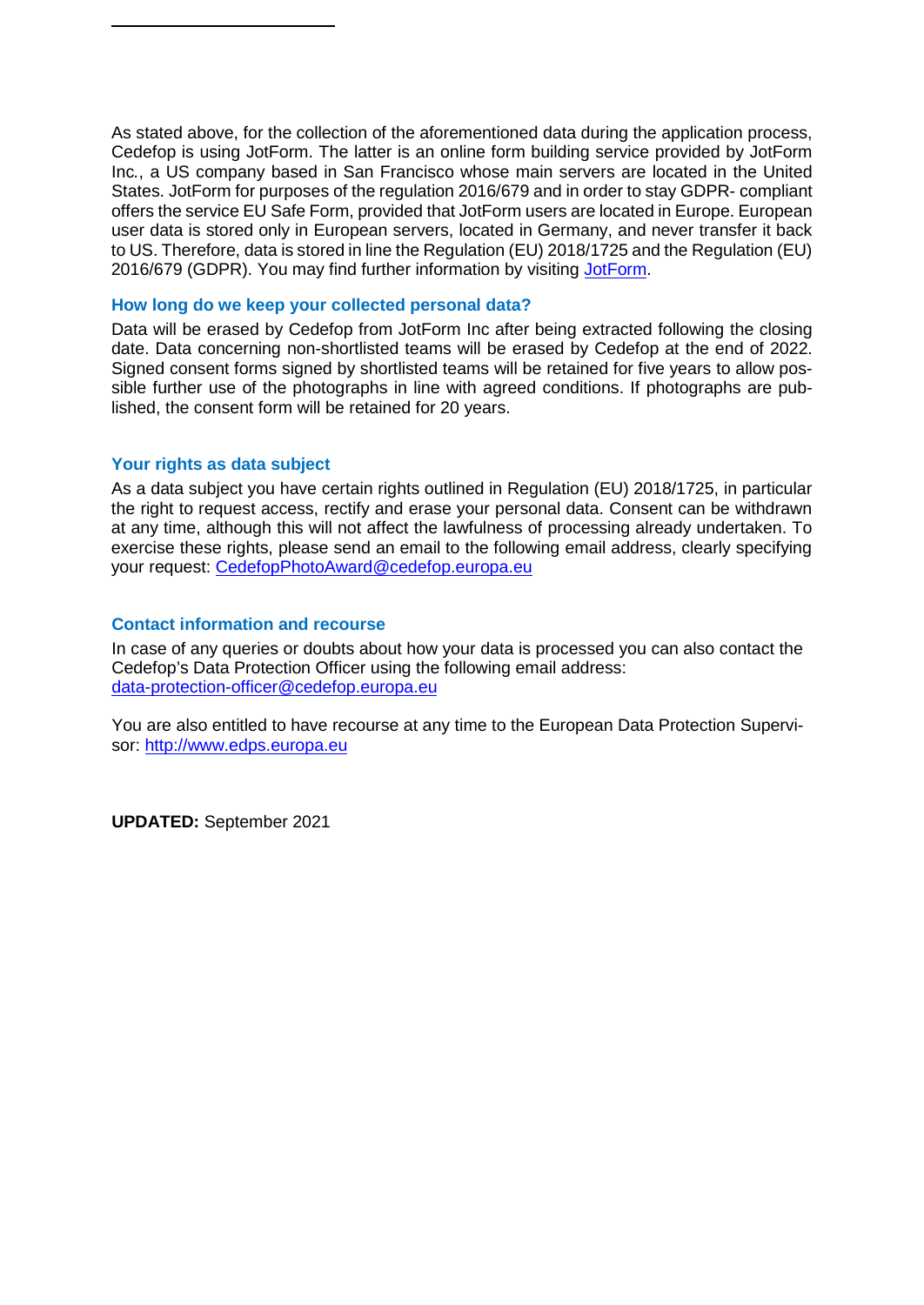As stated above, for the collection of the aforementioned data during the application process, Cedefop is using JotForm. The latter is an online form building service provided by JotForm Inc., a US company based in San Francisco whose main servers are located in the United States. JotForm for purposes of the regulation 2016/679 and in order to stay GDPR- compliant offers the service EU Safe Form, provided that JotForm users are located in Europe. European user data is stored only in European servers, located in Germany, and never transfer it back to US. Therefore, data is stored in line the Regulation (EU) 2018/1725 and the Regulation (EU) 2016/679 (GDPR). You may find further information by visiting JotForm.

### How long do we keep your collected personal data?

Data will be erased by Cedefop from JotForm Inc after being extracted following the closing date. Data concerning non-shortlisted teams will be erased by Cedefop at the end of 2022. Signed consent forms signed by shortlisted teams will be retained for five years to allow possible further use of the photographs in line with agreed conditions. If photographs are published, the consent form will be retained for 20 years.

### Your rights as data subject

As a data subject you have certain rights outlined in Regulation (EU) 2018/1725, in particular the right to request access, rectify and erase your personal data. Consent can be withdrawn at any time, although this will not affect the lawfulness of processing already undertaken. To exercise these rights, please send an email to the following email address, clearly specifying your request: CedefopPhotoAward@cedefop.europa.eu

### Contact information and recourse

In case of any queries or doubts about how your data is processed you can also contact the Cedefop's Data Protection Officer using the following email address:
data-protection-officer@cedefop.europa.eu

You are also entitled to have recourse at any time to the European Data Protection Supervisor: http://www.edps.europa.eu

**UPDATED:** September 2021